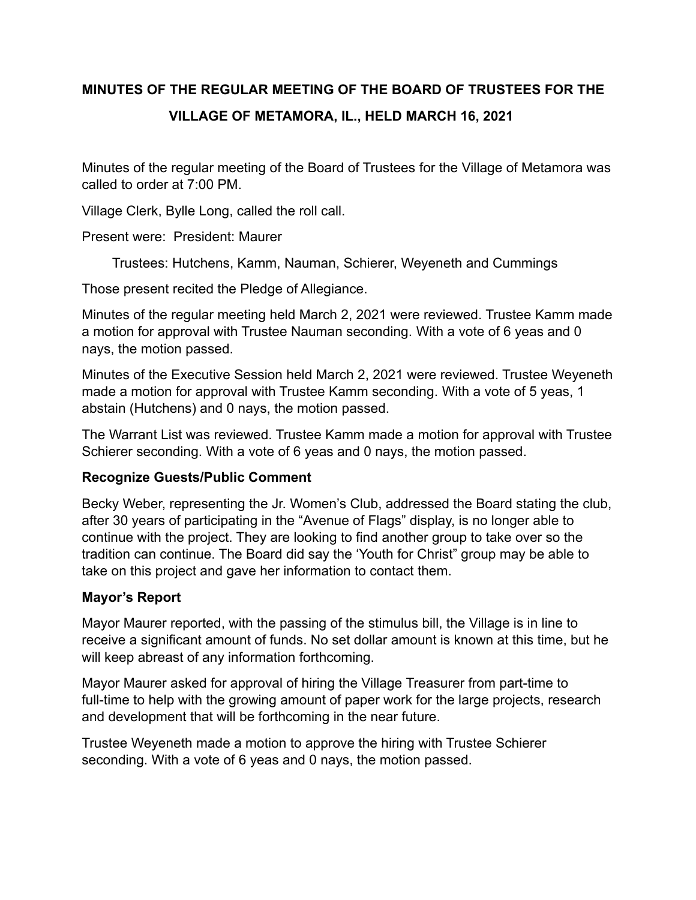# MINUTES OF THE REGULAR MEETING OF THE BOARD OF TRUSTEES FOR THE VILLAGE OF METAMORA, IL., HELD MARCH 16, 2021

Minutes of the regular meeting of the Board of Trustees for the Village of Metamora was called to order at 7:00 PM.

Village Clerk, Bylle Long, called the roll call.

Present were: President: Maurer

Trustees: Hutchens, Kamm, Nauman, Schierer, Weyeneth and Cummings

Those present recited the Pledge of Allegiance.

Minutes of the regular meeting held March 2, 2021 were reviewed. Trustee Kamm made a motion for approval with Trustee Nauman seconding. With a vote of 6 yeas and 0 nays, the motion passed.

Minutes of the Executive Session held March 2, 2021 were reviewed. Trustee Weyeneth made a motion for approval with Trustee Kamm seconding. With a vote of 5 yeas, 1 abstain (Hutchens) and 0 nays, the motion passed.

The Warrant List was reviewed. Trustee Kamm made a motion for approval with Trustee Schierer seconding. With a vote of 6 yeas and 0 nays, the motion passed.

**Recognize Guests/Public Comment**

Becky Weber, representing the Jr. Women's Club, addressed the Board stating the club, after 30 years of participating in the "Avenue of Flags" display, is no longer able to continue with the project. They are looking to find another group to take over so the tradition can continue. The Board did say the 'Youth for Christ" group may be able to take on this project and gave her information to contact them.

**Mayor's Report**

Mayor Maurer reported, with the passing of the stimulus bill, the Village is in line to receive a significant amount of funds. No set dollar amount is known at this time, but he will keep abreast of any information forthcoming.

Mayor Maurer asked for approval of hiring the Village Treasurer from part-time to full-time to help with the growing amount of paper work for the large projects, research and development that will be forthcoming in the near future.

Trustee Weyeneth made a motion to approve the hiring with Trustee Schierer seconding. With a vote of 6 yeas and 0 nays, the motion passed.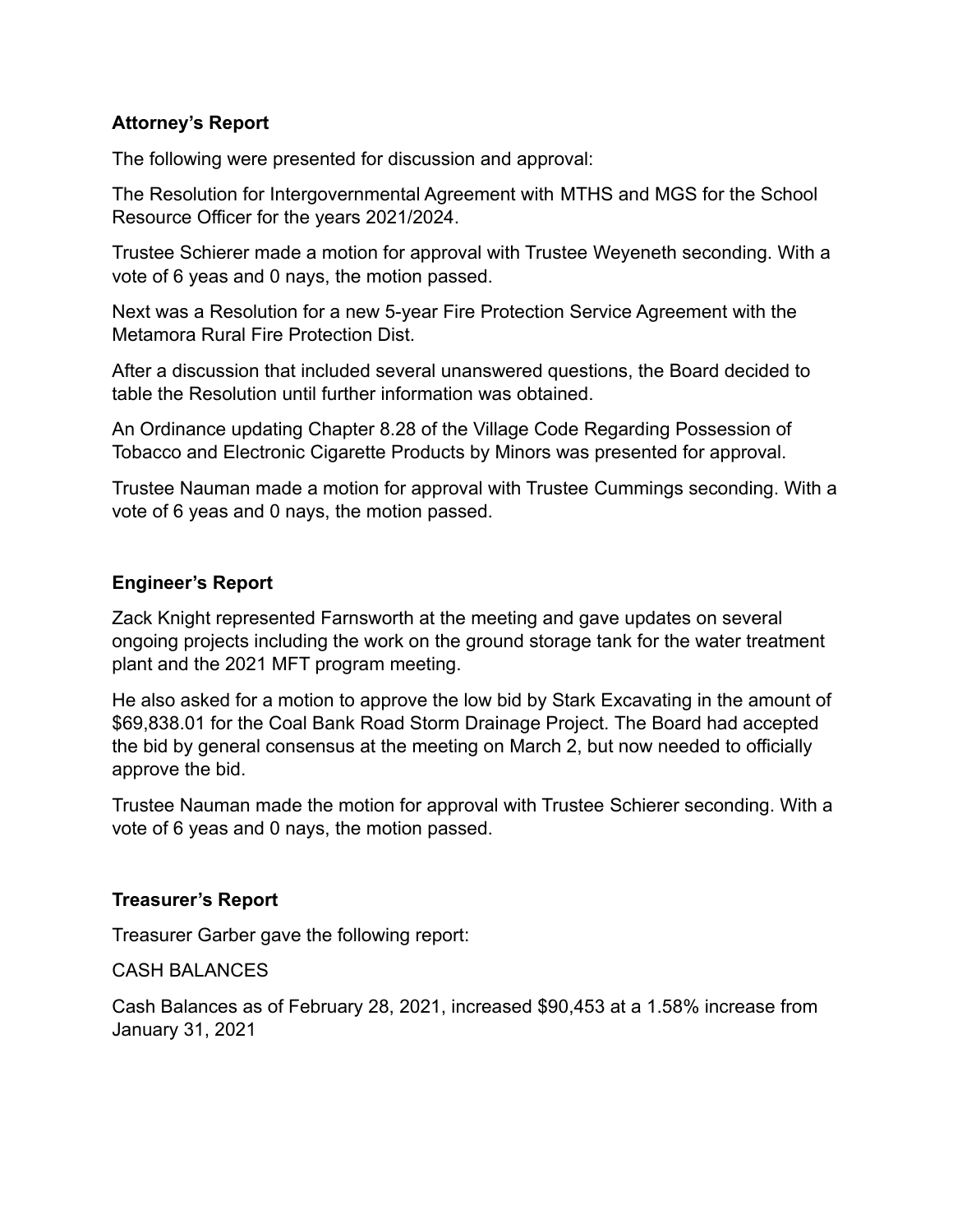**Attorney's Report**

The following were presented for discussion and approval:

The Resolution for Intergovernmental Agreement with MTHS and MGS for the School Resource Officer for the years 2021/2024.

Trustee Schierer made a motion for approval with Trustee Weyeneth seconding. With a vote of 6 yeas and 0 nays, the motion passed.

Next was a Resolution for a new 5-year Fire Protection Service Agreement with the Metamora Rural Fire Protection Dist.

After a discussion that included several unanswered questions, the Board decided to table the Resolution until further information was obtained.

An Ordinance updating Chapter 8.28 of the Village Code Regarding Possession of Tobacco and Electronic Cigarette Products by Minors was presented for approval.

Trustee Nauman made a motion for approval with Trustee Cummings seconding. With a vote of 6 yeas and 0 nays, the motion passed.

**Engineer's Report**

Zack Knight represented Farnsworth at the meeting and gave updates on several ongoing projects including the work on the ground storage tank for the water treatment plant and the 2021 MFT program meeting.

He also asked for a motion to approve the low bid by Stark Excavating in the amount of $69,838.01 for the Coal Bank Road Storm Drainage Project. The Board had accepted the bid by general consensus at the meeting on March 2, but now needed to officially approve the bid.

Trustee Nauman made the motion for approval with Trustee Schierer seconding. With a vote of 6 yeas and 0 nays, the motion passed.

**Treasurer's Report**

Treasurer Garber gave the following report:

CASH BALANCES

Cash Balances as of February 28, 2021, increased $90,453 at a 1.58% increase from January 31, 2021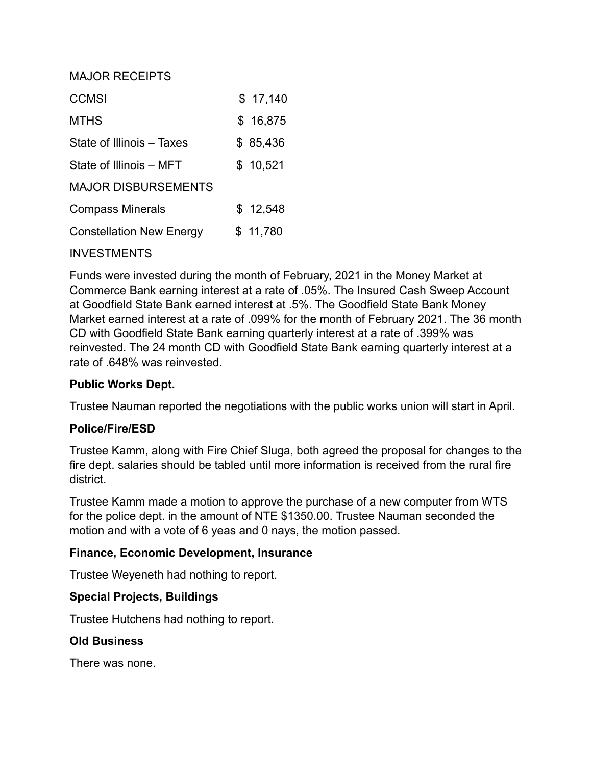MAJOR RECEIPTS

| | |
|---|---|
| CCMSI | $ 17,140 |
| MTHS | $ 16,875 |
| State of Illinois – Taxes | $ 85,436 |
| State of Illinois – MFT | $ 10,521 |

MAJOR DISBURSEMENTS

| | |
|---|---|
| Compass Minerals | $ 12,548 |
| Constellation New Energy | $ 11,780 |

INVESTMENTS

Funds were invested during the month of February, 2021 in the Money Market at Commerce Bank earning interest at a rate of .05%. The Insured Cash Sweep Account at Goodfield State Bank earned interest at .5%. The Goodfield State Bank Money Market earned interest at a rate of .099% for the month of February 2021. The 36 month CD with Goodfield State Bank earning quarterly interest at a rate of .399% was reinvested. The 24 month CD with Goodfield State Bank earning quarterly interest at a rate of .648% was reinvested.

**Public Works Dept.**

Trustee Nauman reported the negotiations with the public works union will start in April.

**Police/Fire/ESD**

Trustee Kamm, along with Fire Chief Sluga, both agreed the proposal for changes to the fire dept. salaries should be tabled until more information is received from the rural fire district.

Trustee Kamm made a motion to approve the purchase of a new computer from WTS for the police dept. in the amount of NTE $1350.00. Trustee Nauman seconded the motion and with a vote of 6 yeas and 0 nays, the motion passed.

**Finance, Economic Development, Insurance**

Trustee Weyeneth had nothing to report.

**Special Projects, Buildings**

Trustee Hutchens had nothing to report.

**Old Business**

There was none.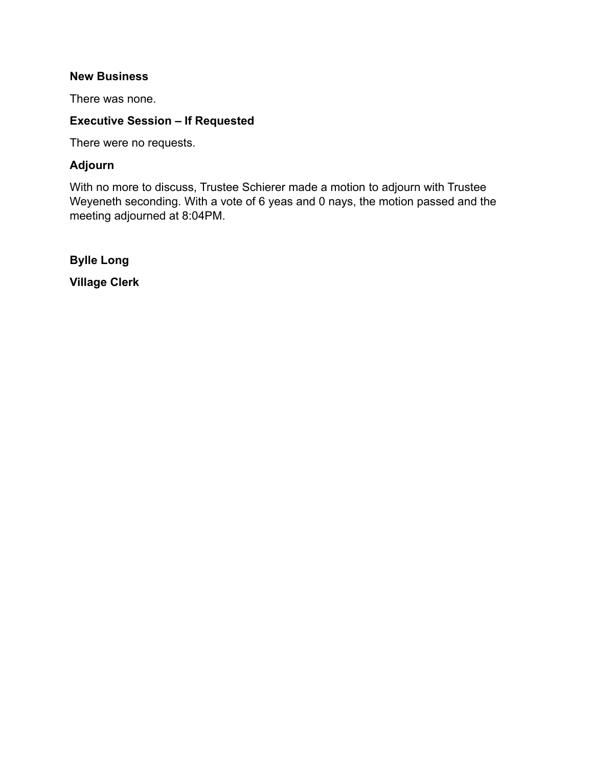### New Business

There was none.

### Executive Session – If Requested

There were no requests.

### Adjourn

With no more to discuss, Trustee Schierer made a motion to adjourn with Trustee Weyeneth seconding. With a vote of 6 yeas and 0 nays, the motion passed and the meeting adjourned at 8:04PM.

**Bylle Long**

**Village Clerk**